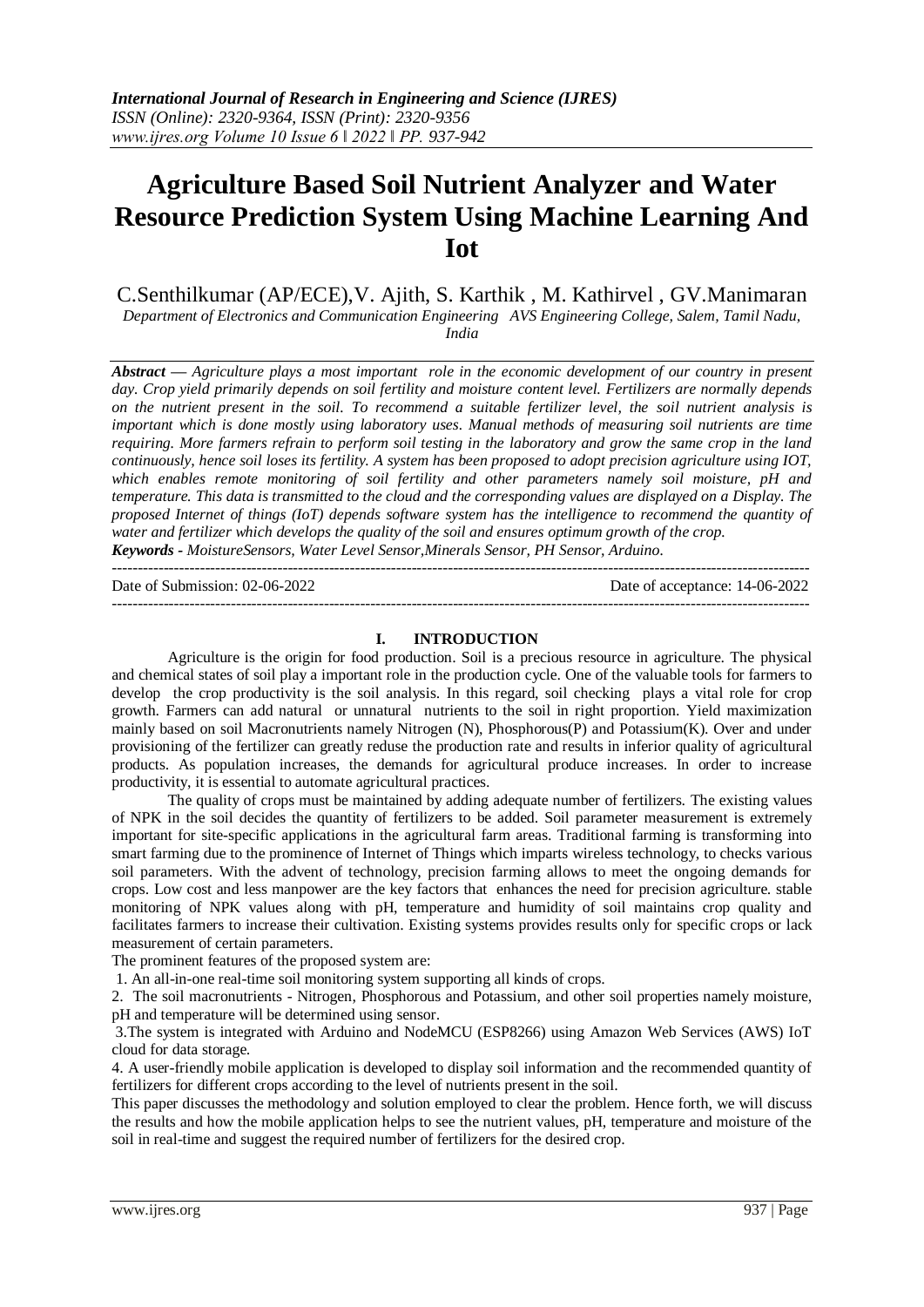# Agriculture Based Soil Nutrient Analyzer and Water Resource Prediction System Using Machine Learning And Iot

C.Senthilkumar (AP/ECE),V. Ajith, S. Karthik , M. Kathirvel , GV.Manimaran

*Department of Electronics and Communication Engineering AVS Engineering College, Salem, Tamil Nadu, India*

***Abstract*** *— Agriculture plays a most important role in the economic development of our country in present day. Crop yield primarily depends on soil fertility and moisture content level. Fertilizers are normally depends on the nutrient present in the soil. To recommend a suitable fertilizer level, the soil nutrient analysis is important which is done mostly using laboratory uses. Manual methods of measuring soil nutrients are time requiring. More farmers refrain to perform soil testing in the laboratory and grow the same crop in the land continuously, hence soil loses its fertility. A system has been proposed to adopt precision agriculture using IOT, which enables remote monitoring of soil fertility and other parameters namely soil moisture, pH and temperature. This data is transmitted to the cloud and the corresponding values are displayed on a Display. The proposed Internet of things (IoT) depends software system has the intelligence to recommend the quantity of water and fertilizer which develops the quality of the soil and ensures optimum growth of the crop.*

***Keywords -*** *MoistureSensors, Water Level Sensor,Minerals Sensor, PH Sensor, Arduino.*

---

Date of Submission: 02-06-2022 Date of acceptance: 14-06-2022

---

## I. INTRODUCTION

Agriculture is the origin for food production. Soil is a precious resource in agriculture. The physical and chemical states of soil play a important role in the production cycle. One of the valuable tools for farmers to develop the crop productivity is the soil analysis. In this regard, soil checking plays a vital role for crop growth. Farmers can add natural or unnatural nutrients to the soil in right proportion. Yield maximization mainly based on soil Macronutrients namely Nitrogen (N), Phosphorous(P) and Potassium(K). Over and under provisioning of the fertilizer can greatly reduse the production rate and results in inferior quality of agricultural products. As population increases, the demands for agricultural produce increases. In order to increase productivity, it is essential to automate agricultural practices.

The quality of crops must be maintained by adding adequate number of fertilizers. The existing values of NPK in the soil decides the quantity of fertilizers to be added. Soil parameter measurement is extremely important for site-specific applications in the agricultural farm areas. Traditional farming is transforming into smart farming due to the prominence of Internet of Things which imparts wireless technology, to checks various soil parameters. With the advent of technology, precision farming allows to meet the ongoing demands for crops. Low cost and less manpower are the key factors that enhances the need for precision agriculture. stable monitoring of NPK values along with pH, temperature and humidity of soil maintains crop quality and facilitates farmers to increase their cultivation. Existing systems provides results only for specific crops or lack measurement of certain parameters.

The prominent features of the proposed system are:

1. An all-in-one real-time soil monitoring system supporting all kinds of crops.
2. The soil macronutrients - Nitrogen, Phosphorous and Potassium, and other soil properties namely moisture, pH and temperature will be determined using sensor.
3. The system is integrated with Arduino and NodeMCU (ESP8266) using Amazon Web Services (AWS) IoT cloud for data storage.
4. A user-friendly mobile application is developed to display soil information and the recommended quantity of fertilizers for different crops according to the level of nutrients present in the soil.

This paper discusses the methodology and solution employed to clear the problem. Hence forth, we will discuss the results and how the mobile application helps to see the nutrient values, pH, temperature and moisture of the soil in real-time and suggest the required number of fertilizers for the desired crop.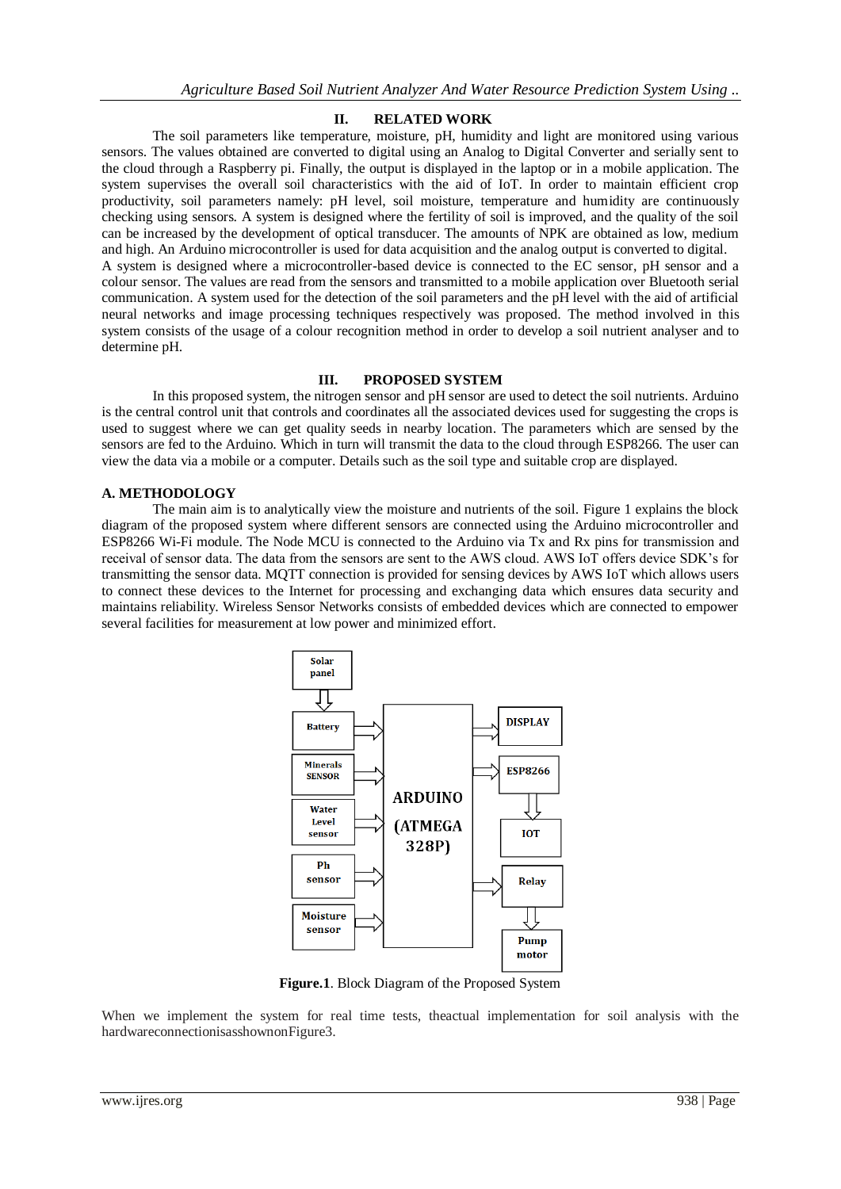## II. RELATED WORK

The soil parameters like temperature, moisture, pH, humidity and light are monitored using various sensors. The values obtained are converted to digital using an Analog to Digital Converter and serially sent to the cloud through a Raspberry pi. Finally, the output is displayed in the laptop or in a mobile application. The system supervises the overall soil characteristics with the aid of IoT. In order to maintain efficient crop productivity, soil parameters namely: pH level, soil moisture, temperature and humidity are continuously checking using sensors. A system is designed where the fertility of soil is improved, and the quality of the soil can be increased by the development of optical transducer. The amounts of NPK are obtained as low, medium and high. An Arduino microcontroller is used for data acquisition and the analog output is converted to digital.
A system is designed where a microcontroller-based device is connected to the EC sensor, pH sensor and a colour sensor. The values are read from the sensors and transmitted to a mobile application over Bluetooth serial communication. A system used for the detection of the soil parameters and the pH level with the aid of artificial neural networks and image processing techniques respectively was proposed. The method involved in this system consists of the usage of a colour recognition method in order to develop a soil nutrient analyser and to determine pH.

## III. PROPOSED SYSTEM

In this proposed system, the nitrogen sensor and pH sensor are used to detect the soil nutrients. Arduino is the central control unit that controls and coordinates all the associated devices used for suggesting the crops is used to suggest where we can get quality seeds in nearby location. The parameters which are sensed by the sensors are fed to the Arduino. Which in turn will transmit the data to the cloud through ESP8266. The user can view the data via a mobile or a computer. Details such as the soil type and suitable crop are displayed.

### A. METHODOLOGY

The main aim is to analytically view the moisture and nutrients of the soil. Figure 1 explains the block diagram of the proposed system where different sensors are connected using the Arduino microcontroller and ESP8266 Wi-Fi module. The Node MCU is connected to the Arduino via Tx and Rx pins for transmission and receival of sensor data. The data from the sensors are sent to the AWS cloud. AWS IoT offers device SDK's for transmitting the sensor data. MQTT connection is provided for sensing devices by AWS IoT which allows users to connect these devices to the Internet for processing and exchanging data which ensures data security and maintains reliability. Wireless Sensor Networks consists of embedded devices which are connected to empower several facilities for measurement at low power and minimized effort.

Solar panel → Battery → ARDUINO (ATMEGA 328P)
Minerals SENSOR → ARDUINO
Water Level sensor → ARDUINO
Ph sensor → ARDUINO
Moisture sensor → ARDUINO
ARDUINO → DISPLAY
ARDUINO → ESP8266 → IOT
ARDUINO → Relay → Pump motor

**Figure.1**. Block Diagram of the Proposed System

When we implement the system for real time tests, theactual implementation for soil analysis with the hardwareconnectionisasshownonFigure3.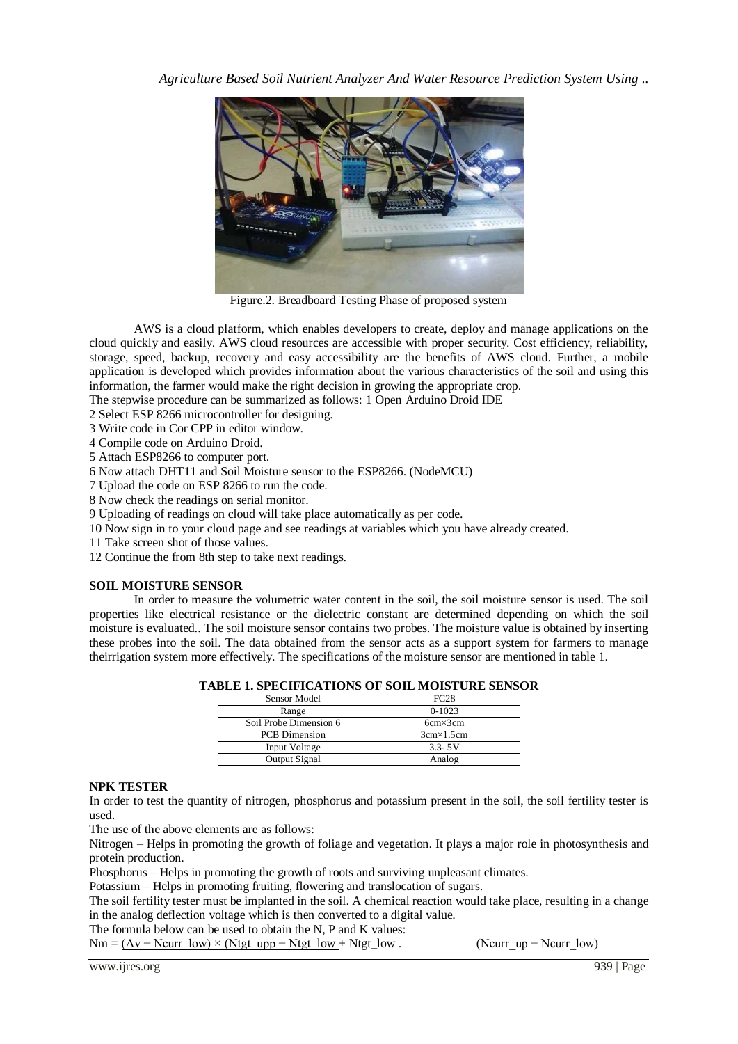Figure.2. Breadboard Testing Phase of proposed system

AWS is a cloud platform, which enables developers to create, deploy and manage applications on the cloud quickly and easily. AWS cloud resources are accessible with proper security. Cost efficiency, reliability, storage, speed, backup, recovery and easy accessibility are the benefits of AWS cloud. Further, a mobile application is developed which provides information about the various characteristics of the soil and using this information, the farmer would make the right decision in growing the appropriate crop.

The stepwise procedure can be summarized as follows: 1 Open Arduino Droid IDE

2 Select ESP 8266 microcontroller for designing.

3 Write code in Cor CPP in editor window.

4 Compile code on Arduino Droid.

5 Attach ESP8266 to computer port.

6 Now attach DHT11 and Soil Moisture sensor to the ESP8266. (NodeMCU)

7 Upload the code on ESP 8266 to run the code.

8 Now check the readings on serial monitor.

9 Uploading of readings on cloud will take place automatically as per code.

10 Now sign in to your cloud page and see readings at variables which you have already created.

11 Take screen shot of those values.

12 Continue the from 8th step to take next readings.

**SOIL MOISTURE SENSOR**

In order to measure the volumetric water content in the soil, the soil moisture sensor is used. The soil properties like electrical resistance or the dielectric constant are determined depending on which the soil moisture is evaluated.. The soil moisture sensor contains two probes. The moisture value is obtained by inserting these probes into the soil. The data obtained from the sensor acts as a support system for farmers to manage theirrigation system more effectively. The specifications of the moisture sensor are mentioned in table 1.

**TABLE 1. SPECIFICATIONS OF SOIL MOISTURE SENSOR**

| Sensor Model | FC28 |
|---|---|
| Range | 0-1023 |
| Soil Probe Dimension 6 | 6cm×3cm |
| PCB Dimension | 3cm×1.5cm |
| Input Voltage | 3.3- 5V |
| Output Signal | Analog |

**NPK TESTER**

In order to test the quantity of nitrogen, phosphorus and potassium present in the soil, the soil fertility tester is used.

The use of the above elements are as follows:

Nitrogen – Helps in promoting the growth of foliage and vegetation. It plays a major role in photosynthesis and protein production.

Phosphorus – Helps in promoting the growth of roots and surviving unpleasant climates.

Potassium – Helps in promoting fruiting, flowering and translocation of sugars.

The soil fertility tester must be implanted in the soil. A chemical reaction would take place, resulting in a change in the analog deflection voltage which is then converted to a digital value.

The formula below can be used to obtain the N, P and K values:

$$Nm = \frac{(Av - Ncurr\_low) \times (Ntgt\_upp - Ntgt\_low)}{(Ncurr\_up - Ncurr\_low)} + Ntgt\_low$$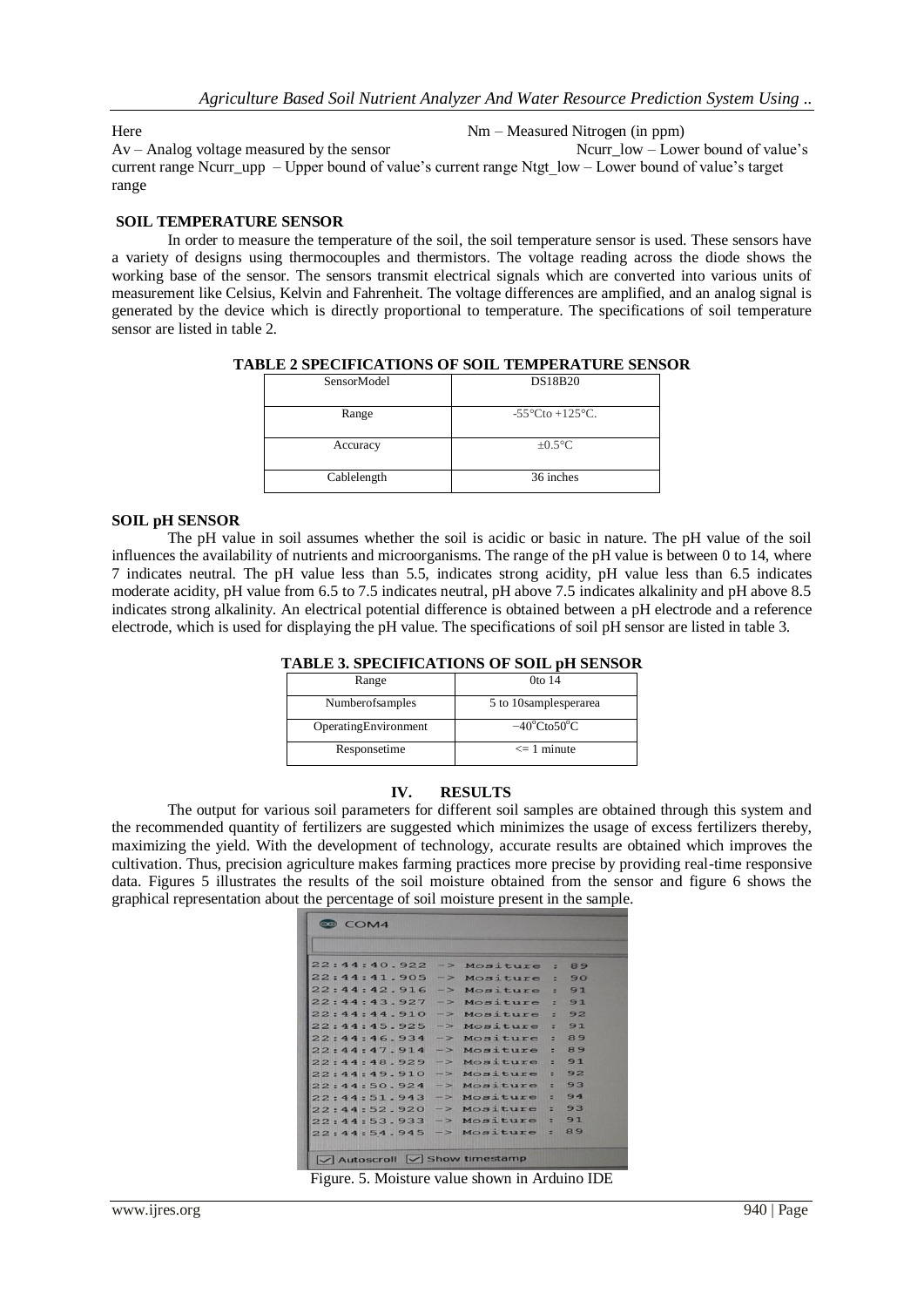Here Nm – Measured Nitrogen (in ppm)
Av – Analog voltage measured by the sensor Ncurr_low – Lower bound of value's current range Ncurr_upp – Upper bound of value's current range Ntgt_low – Lower bound of value's target range

### SOIL TEMPERATURE SENSOR

In order to measure the temperature of the soil, the soil temperature sensor is used. These sensors have a variety of designs using thermocouples and thermistors. The voltage reading across the diode shows the working base of the sensor. The sensors transmit electrical signals which are converted into various units of measurement like Celsius, Kelvin and Fahrenheit. The voltage differences are amplified, and an analog signal is generated by the device which is directly proportional to temperature. The specifications of soil temperature sensor are listed in table 2.

**TABLE 2 SPECIFICATIONS OF SOIL TEMPERATURE SENSOR**

| SensorModel | DS18B20 |
|---|---|
| Range | -55°Cto +125°C. |
| Accuracy | ±0.5°C |
| Cablelength | 36 inches |

### SOIL pH SENSOR

The pH value in soil assumes whether the soil is acidic or basic in nature. The pH value of the soil influences the availability of nutrients and microorganisms. The range of the pH value is between 0 to 14, where 7 indicates neutral. The pH value less than 5.5, indicates strong acidity, pH value less than 6.5 indicates moderate acidity, pH value from 6.5 to 7.5 indicates neutral, pH above 7.5 indicates alkalinity and pH above 8.5 indicates strong alkalinity. An electrical potential difference is obtained between a pH electrode and a reference electrode, which is used for displaying the pH value. The specifications of soil pH sensor are listed in table 3.

**TABLE 3. SPECIFICATIONS OF SOIL pH SENSOR**

| Range | 0to 14 |
|---|---|
| Numberofsamples | 5 to 10samplesperarea |
| OperatingEnvironment | −40°Cto50°C |
| Responsetime | <= 1 minute |

## IV. RESULTS

The output for various soil parameters for different soil samples are obtained through this system and the recommended quantity of fertilizers are suggested which minimizes the usage of excess fertilizers thereby, maximizing the yield. With the development of technology, accurate results are obtained which improves the cultivation. Thus, precision agriculture makes farming practices more precise by providing real-time responsive data. Figures 5 illustrates the results of the soil moisture obtained from the sensor and figure 6 shows the graphical representation about the percentage of soil moisture present in the sample.

```
COM4

22:44:40.922 -> Mositure : 89
22:44:41.905 -> Mositure : 90
22:44:42.916 -> Mositure : 91
22:44:43.927 -> Mositure : 91
22:44:44.910 -> Mositure : 92
22:44:45.925 -> Mositure : 91
22:44:46.934 -> Mositure : 89
22:44:47.914 -> Mositure : 89
22:44:48.929 -> Mositure : 91
22:44:49.910 -> Mositure : 92
22:44:50.924 -> Mositure : 93
22:44:51.943 -> Mositure : 94
22:44:52.920 -> Mositure : 93
22:44:53.933 -> Mositure : 91
22:44:54.945 -> Mositure : 89

Autoscroll  Show timestamp
```

Figure. 5. Moisture value shown in Arduino IDE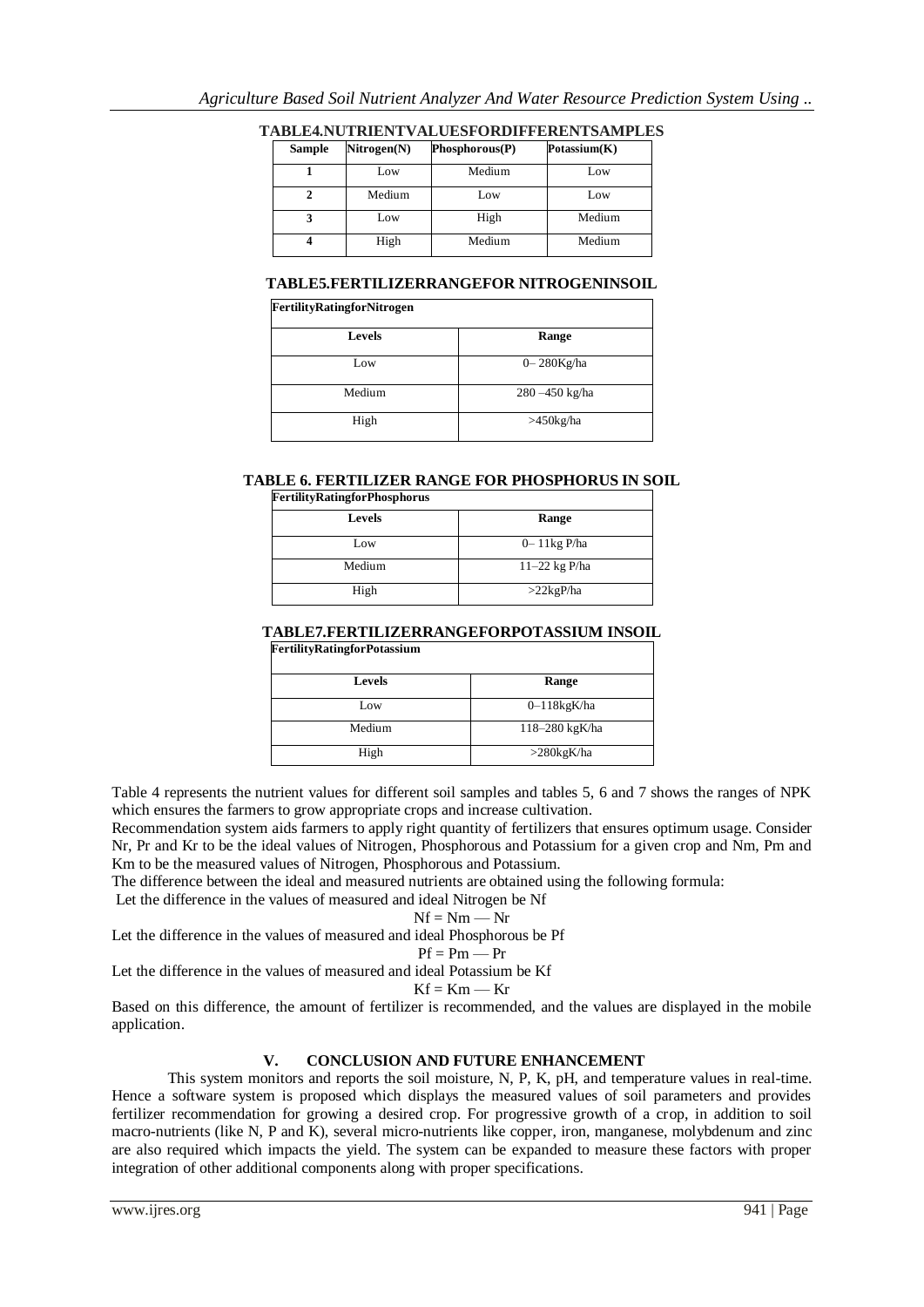**TABLE4.NUTRIENTVALUESFORDIFFERENTSAMPLES**

| Sample | Nitrogen(N) | Phosphorous(P) | Potassium(K) |
|---|---|---|---|
| 1 | Low | Medium | Low |
| 2 | Medium | Low | Low |
| 3 | Low | High | Medium |
| 4 | High | Medium | Medium |

**TABLE5.FERTILIZERRANGEFOR NITROGENINSOIL**

| FertilityRatingforNitrogen | |
|---|---|
| **Levels** | **Range** |
| Low | 0– 280Kg/ha |
| Medium | 280 –450 kg/ha |
| High | >450kg/ha |

**TABLE 6. FERTILIZER RANGE FOR PHOSPHORUS IN SOIL**

| FertilityRatingforPhosphorus | |
|---|---|
| **Levels** | **Range** |
| Low | 0– 11kg P/ha |
| Medium | 11–22 kg P/ha |
| High | >22kgP/ha |

**TABLE7.FERTILIZERRANGEFORPOTASSIUM INSOIL**

| FertilityRatingforPotassium | |
|---|---|
| **Levels** | **Range** |
| Low | 0–118kgK/ha |
| Medium | 118–280 kgK/ha |
| High | >280kgK/ha |

Table 4 represents the nutrient values for different soil samples and tables 5, 6 and 7 shows the ranges of NPK which ensures the farmers to grow appropriate crops and increase cultivation.

Recommendation system aids farmers to apply right quantity of fertilizers that ensures optimum usage. Consider Nr, Pr and Kr to be the ideal values of Nitrogen, Phosphorous and Potassium for a given crop and Nm, Pm and Km to be the measured values of Nitrogen, Phosphorous and Potassium.

The difference between the ideal and measured nutrients are obtained using the following formula:

Let the difference in the values of measured and ideal Nitrogen be Nf

$$Nf = Nm - Nr$$

Let the difference in the values of measured and ideal Phosphorous be Pf

$$Pf = Pm - Pr$$

Let the difference in the values of measured and ideal Potassium be Kf

$$Kf = Km - Kr$$

Based on this difference, the amount of fertilizer is recommended, and the values are displayed in the mobile application.

## V. CONCLUSION AND FUTURE ENHANCEMENT

This system monitors and reports the soil moisture, N, P, K, pH, and temperature values in real-time. Hence a software system is proposed which displays the measured values of soil parameters and provides fertilizer recommendation for growing a desired crop. For progressive growth of a crop, in addition to soil macro-nutrients (like N, P and K), several micro-nutrients like copper, iron, manganese, molybdenum and zinc are also required which impacts the yield. The system can be expanded to measure these factors with proper integration of other additional components along with proper specifications.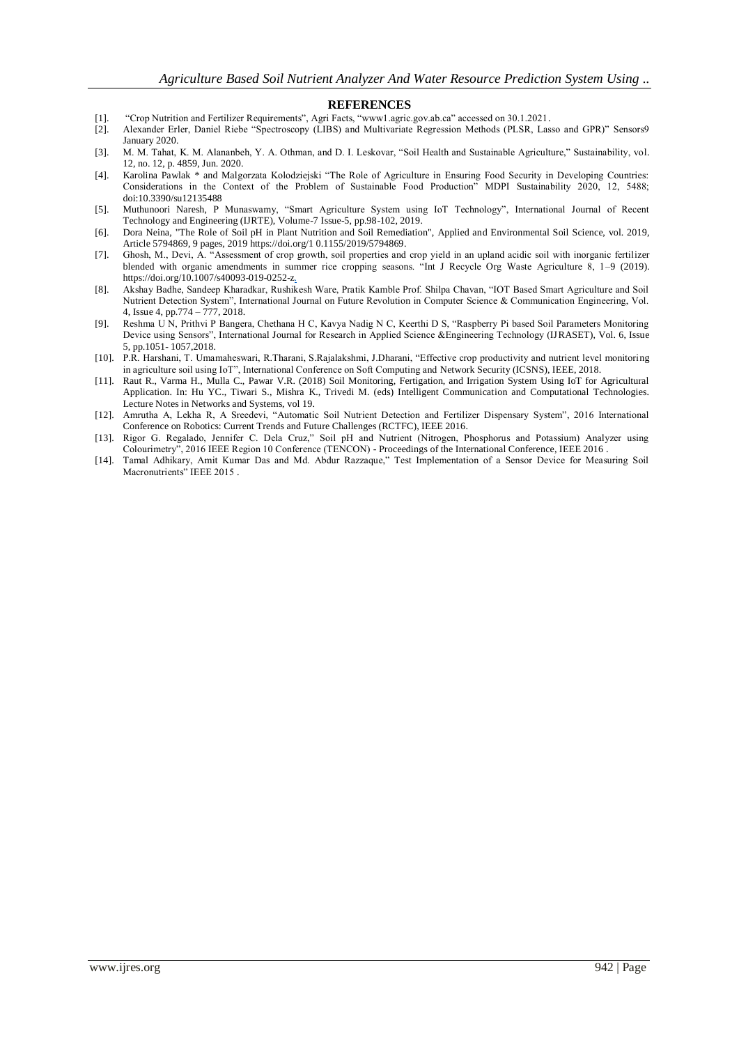## REFERENCES

[1]. "Crop Nutrition and Fertilizer Requirements", Agri Facts, "www1.agric.gov.ab.ca" accessed on 30.1.2021.

[2]. Alexander Erler, Daniel Riebe "Spectroscopy (LIBS) and Multivariate Regression Methods (PLSR, Lasso and GPR)" Sensors9 January 2020.

[3]. M. M. Tahat, K. M. Alananbeh, Y. A. Othman, and D. I. Leskovar, "Soil Health and Sustainable Agriculture," Sustainability, vol. 12, no. 12, p. 4859, Jun. 2020.

[4]. Karolina Pawlak * and Malgorzata Kolodziejski "The Role of Agriculture in Ensuring Food Security in Developing Countries: Considerations in the Context of the Problem of Sustainable Food Production" MDPI Sustainability 2020, 12, 5488; doi:10.3390/su12135488

[5]. Muthunoori Naresh, P Munaswamy, "Smart Agriculture System using IoT Technology", International Journal of Recent Technology and Engineering (IJRTE), Volume-7 Issue-5, pp.98-102, 2019.

[6]. Dora Neina, "The Role of Soil pH in Plant Nutrition and Soil Remediation", Applied and Environmental Soil Science, vol. 2019, Article 5794869, 9 pages, 2019 https://doi.org/1 0.1155/2019/5794869.

[7]. Ghosh, M., Devi, A. "Assessment of crop growth, soil properties and crop yield in an upland acidic soil with inorganic fertilizer blended with organic amendments in summer rice cropping seasons. "Int J Recycle Org Waste Agriculture 8, 1–9 (2019). https://doi.org/10.1007/s40093-019-0252-z.

[8]. Akshay Badhe, Sandeep Kharadkar, Rushikesh Ware, Pratik Kamble Prof. Shilpa Chavan, "IOT Based Smart Agriculture and Soil Nutrient Detection System", International Journal on Future Revolution in Computer Science & Communication Engineering, Vol. 4, Issue 4, pp.774 – 777, 2018.

[9]. Reshma U N, Prithvi P Bangera, Chethana H C, Kavya Nadig N C, Keerthi D S, "Raspberry Pi based Soil Parameters Monitoring Device using Sensors", International Journal for Research in Applied Science &Engineering Technology (IJRASET), Vol. 6, Issue 5, pp.1051- 1057,2018.

[10]. P.R. Harshani, T. Umamaheswari, R.Tharani, S.Rajalakshmi, J.Dharani, "Effective crop productivity and nutrient level monitoring in agriculture soil using IoT", International Conference on Soft Computing and Network Security (ICSNS), IEEE, 2018.

[11]. Raut R., Varma H., Mulla C., Pawar V.R. (2018) Soil Monitoring, Fertigation, and Irrigation System Using IoT for Agricultural Application. In: Hu YC., Tiwari S., Mishra K., Trivedi M. (eds) Intelligent Communication and Computational Technologies. Lecture Notes in Networks and Systems, vol 19.

[12]. Amrutha A, Lekha R, A Sreedevi, "Automatic Soil Nutrient Detection and Fertilizer Dispensary System", 2016 International Conference on Robotics: Current Trends and Future Challenges (RCTFC), IEEE 2016.

[13]. Rigor G. Regalado, Jennifer C. Dela Cruz," Soil pH and Nutrient (Nitrogen, Phosphorus and Potassium) Analyzer using Colourimetry", 2016 IEEE Region 10 Conference (TENCON) - Proceedings of the International Conference, IEEE 2016 .

[14]. Tamal Adhikary, Amit Kumar Das and Md. Abdur Razzaque," Test Implementation of a Sensor Device for Measuring Soil Macronutrients" IEEE 2015 .